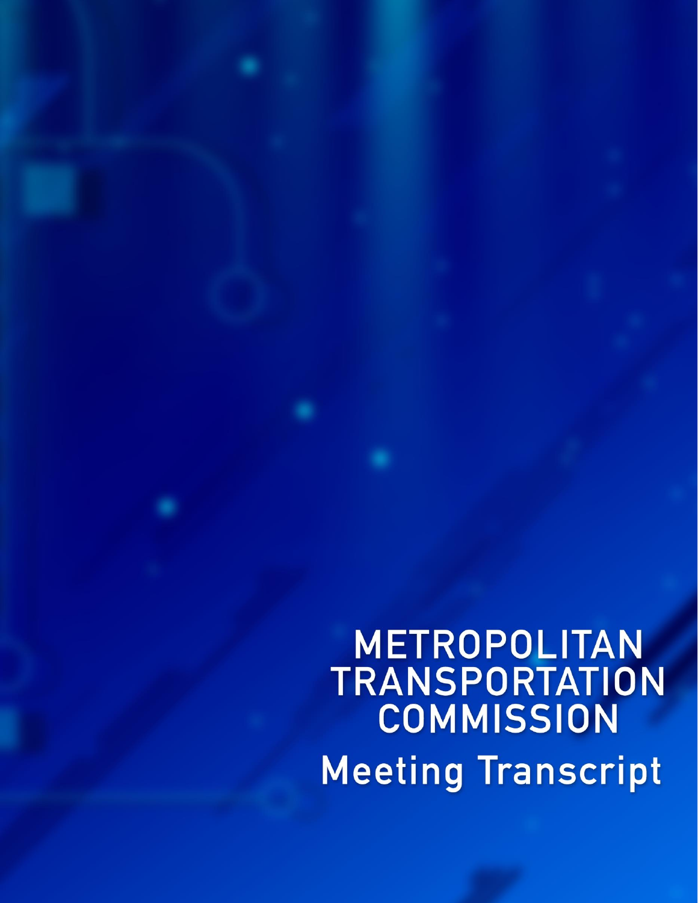# METROPOLITAN TRANSPORTATION COMMISSION

## Meeting Transcript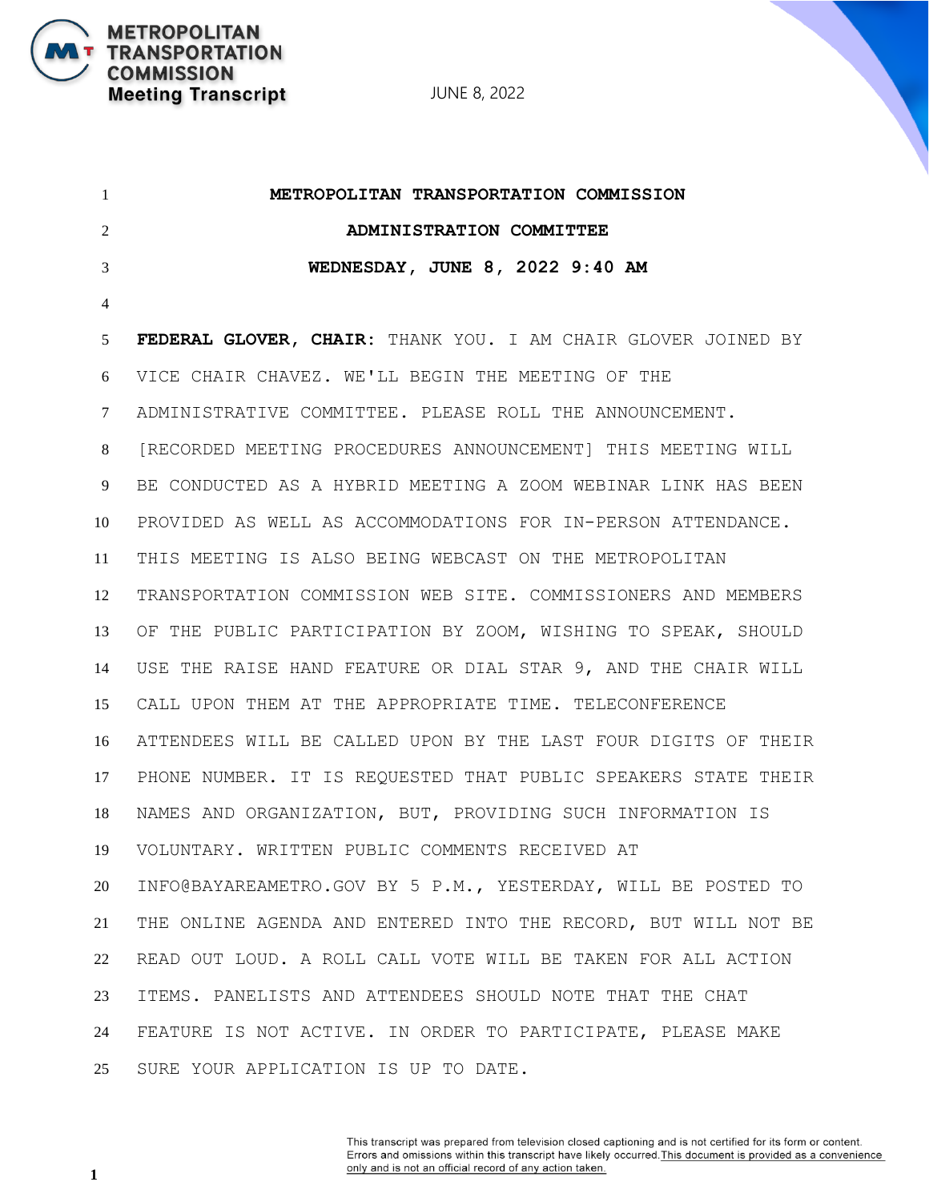**METROPOLITAN TRANSPORTATION COMMISSION**

**ADMINISTRATION COMMITTEE**

**WEDNESDAY, JUNE 8, 2022 9:40 AM**

**FEDERAL GLOVER, CHAIR:** THANK YOU. I AM CHAIR GLOVER JOINED BY VICE CHAIR CHAVEZ. WE'LL BEGIN THE MEETING OF THE ADMINISTRATIVE COMMITTEE. PLEASE ROLL THE ANNOUNCEMENT.

[RECORDED MEETING PROCEDURES ANNOUNCEMENT] THIS MEETING WILL BE CONDUCTED AS A HYBRID MEETING A ZOOM WEBINAR LINK HAS BEEN PROVIDED AS WELL AS ACCOMMODATIONS FOR IN-PERSON ATTENDANCE. THIS MEETING IS ALSO BEING WEBCAST ON THE METROPOLITAN TRANSPORTATION COMMISSION WEB SITE. COMMISSIONERS AND MEMBERS OF THE PUBLIC PARTICIPATION BY ZOOM, WISHING TO SPEAK, SHOULD USE THE RAISE HAND FEATURE OR DIAL STAR 9, AND THE CHAIR WILL CALL UPON THEM AT THE APPROPRIATE TIME. TELECONFERENCE ATTENDEES WILL BE CALLED UPON BY THE LAST FOUR DIGITS OF THEIR PHONE NUMBER. IT IS REQUESTED THAT PUBLIC SPEAKERS STATE THEIR NAMES AND ORGANIZATION, BUT, PROVIDING SUCH INFORMATION IS VOLUNTARY. WRITTEN PUBLIC COMMENTS RECEIVED AT INFO@BAYAREAMETRO.GOV BY 5 P.M., YESTERDAY, WILL BE POSTED TO THE ONLINE AGENDA AND ENTERED INTO THE RECORD, BUT WILL NOT BE READ OUT LOUD. A ROLL CALL VOTE WILL BE TAKEN FOR ALL ACTION ITEMS. PANELISTS AND ATTENDEES SHOULD NOTE THAT THE CHAT FEATURE IS NOT ACTIVE. IN ORDER TO PARTICIPATE, PLEASE MAKE SURE YOUR APPLICATION IS UP TO DATE.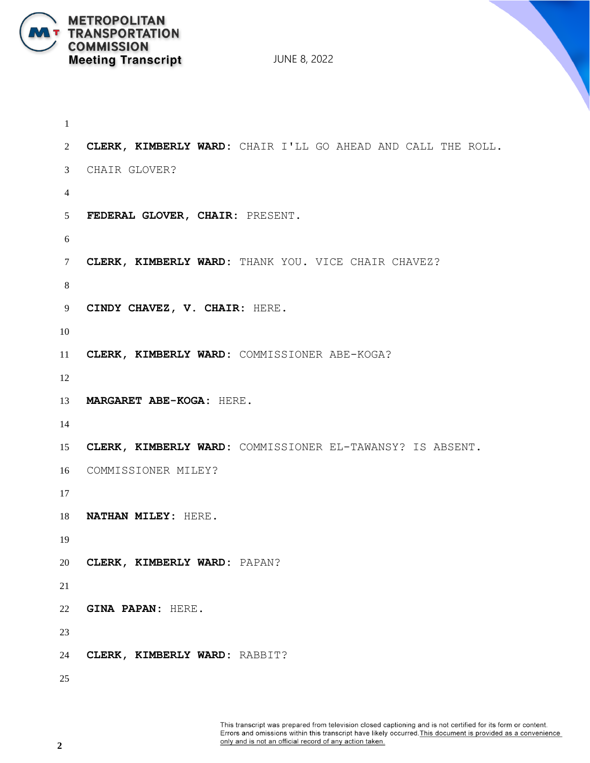**CLERK, KIMBERLY WARD:** CHAIR I'LL GO AHEAD AND CALL THE ROLL. CHAIR GLOVER?

**FEDERAL GLOVER, CHAIR:** PRESENT.

**CLERK, KIMBERLY WARD:** THANK YOU. VICE CHAIR CHAVEZ?

**CINDY CHAVEZ, V. CHAIR:** HERE.

**CLERK, KIMBERLY WARD:** COMMISSIONER ABE-KOGA?

**MARGARET ABE-KOGA:** HERE.

**CLERK, KIMBERLY WARD:** COMMISSIONER EL-TAWANSY? IS ABSENT. COMMISSIONER MILEY?

**NATHAN MILEY:** HERE.

**CLERK, KIMBERLY WARD:** PAPAN?

**GINA PAPAN:** HERE.

**CLERK, KIMBERLY WARD:** RABBIT?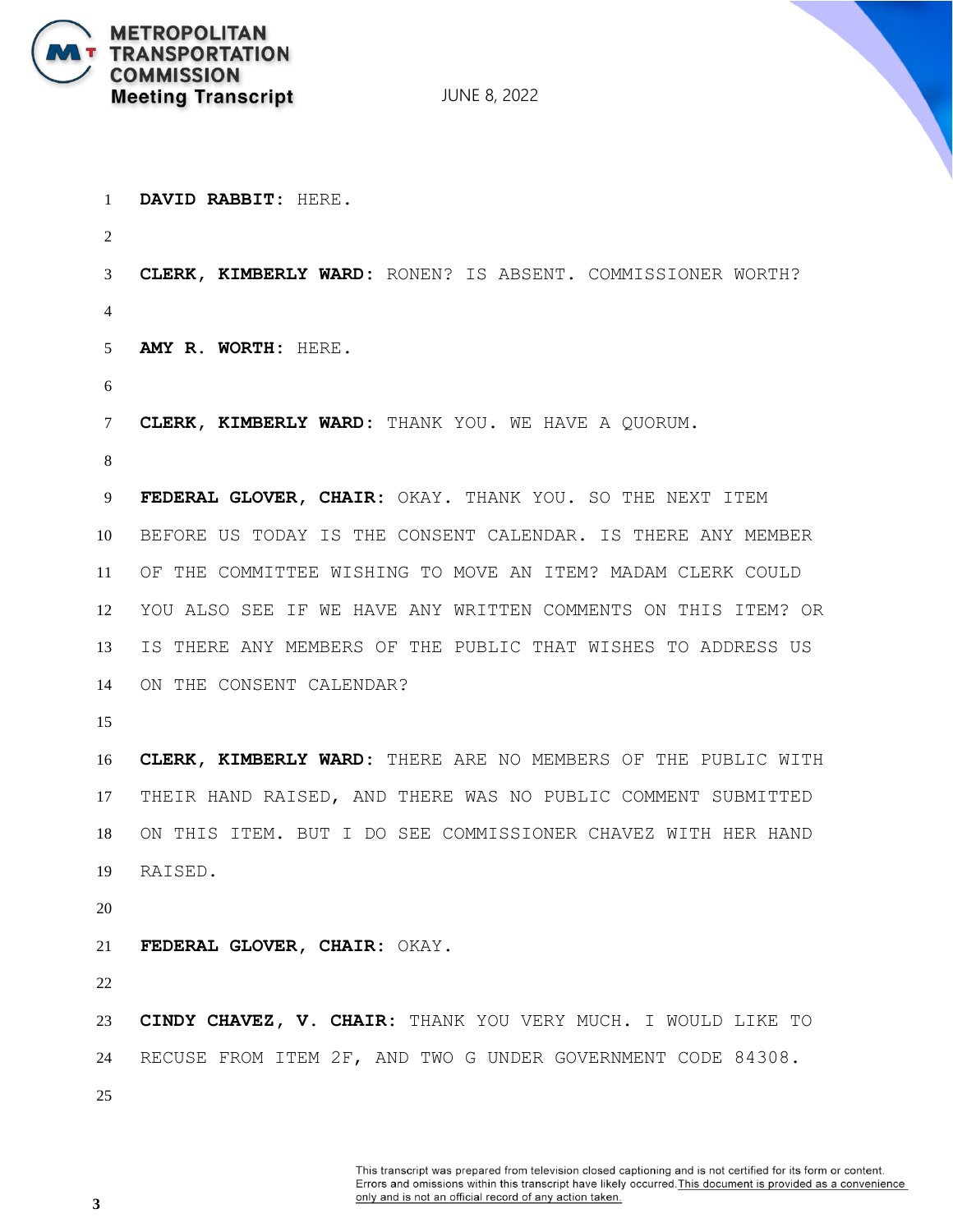**DAVID RABBIT:** HERE.

**CLERK, KIMBERLY WARD:** RONEN? IS ABSENT. COMMISSIONER WORTH?

**AMY R. WORTH:** HERE.

**CLERK, KIMBERLY WARD:** THANK YOU. WE HAVE A QUORUM.

**FEDERAL GLOVER, CHAIR:** OKAY. THANK YOU. SO THE NEXT ITEM BEFORE US TODAY IS THE CONSENT CALENDAR. IS THERE ANY MEMBER OF THE COMMITTEE WISHING TO MOVE AN ITEM? MADAM CLERK COULD YOU ALSO SEE IF WE HAVE ANY WRITTEN COMMENTS ON THIS ITEM? OR IS THERE ANY MEMBERS OF THE PUBLIC THAT WISHES TO ADDRESS US ON THE CONSENT CALENDAR?

**CLERK, KIMBERLY WARD:** THERE ARE NO MEMBERS OF THE PUBLIC WITH THEIR HAND RAISED, AND THERE WAS NO PUBLIC COMMENT SUBMITTED ON THIS ITEM. BUT I DO SEE COMMISSIONER CHAVEZ WITH HER HAND RAISED.

**FEDERAL GLOVER, CHAIR:** OKAY.

**CINDY CHAVEZ, V. CHAIR:** THANK YOU VERY MUCH. I WOULD LIKE TO RECUSE FROM ITEM 2F, AND TWO G UNDER GOVERNMENT CODE 84308.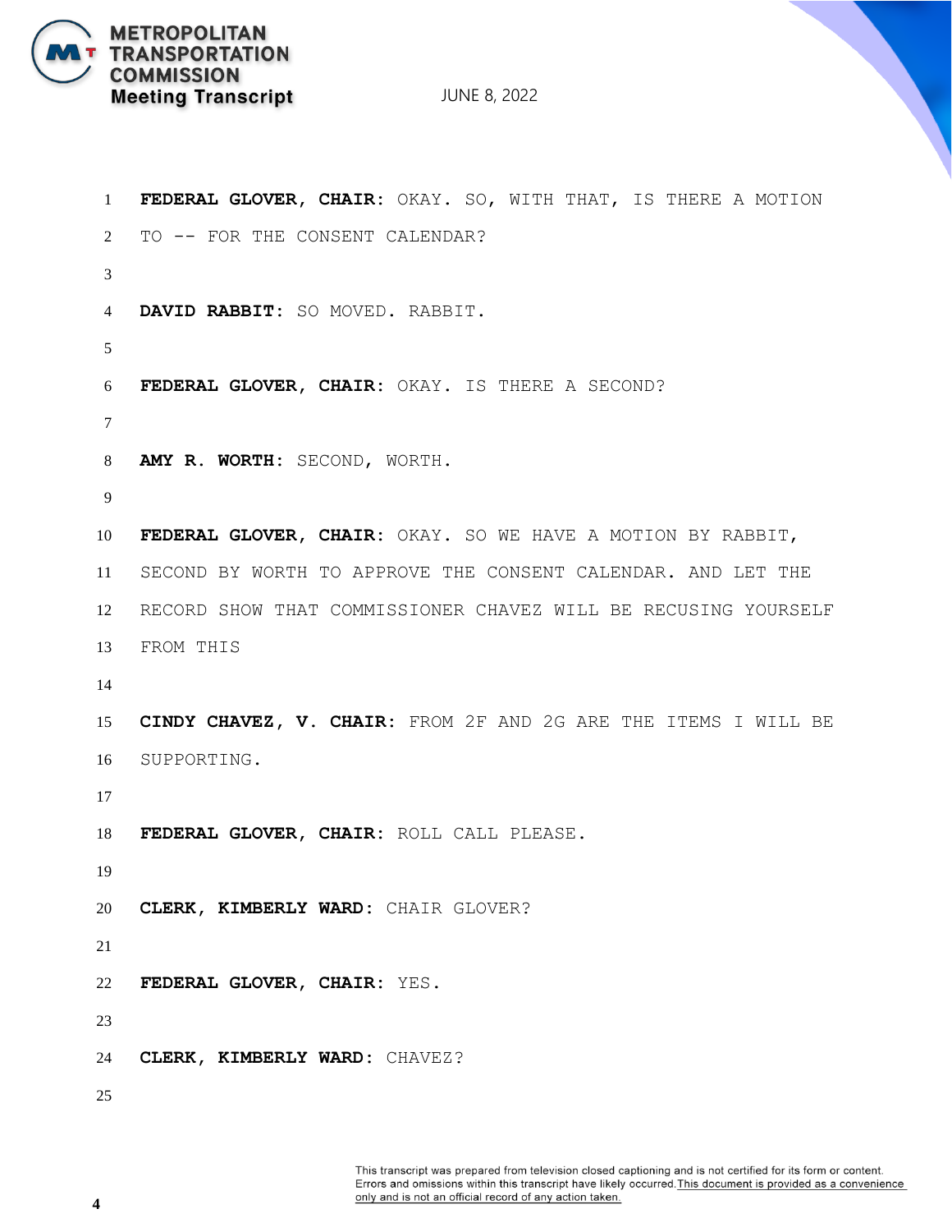FEDERAL GLOVER, CHAIR: OKAY. SO, WITH THAT, IS THERE A MOTION TO -- FOR THE CONSENT CALENDAR?

**DAVID RABBIT:** SO MOVED. RABBIT.

**FEDERAL GLOVER, CHAIR:** OKAY. IS THERE A SECOND?

**AMY R. WORTH:** SECOND, WORTH.

**FEDERAL GLOVER, CHAIR:** OKAY. SO WE HAVE A MOTION BY RABBIT, SECOND BY WORTH TO APPROVE THE CONSENT CALENDAR. AND LET THE RECORD SHOW THAT COMMISSIONER CHAVEZ WILL BE RECUSING YOURSELF FROM THIS

**CINDY CHAVEZ, V. CHAIR:** FROM 2F AND 2G ARE THE ITEMS I WILL BE SUPPORTING.

**FEDERAL GLOVER, CHAIR:** ROLL CALL PLEASE.

**CLERK, KIMBERLY WARD:** CHAIR GLOVER?

**FEDERAL GLOVER, CHAIR:** YES.

**CLERK, KIMBERLY WARD:** CHAVEZ?

This transcript was prepared from television closed captioning and is not certified for its form or content. Errors and omissions within this transcript have likely occurred. This document is provided as a convenience only and is not an official record of any action taken.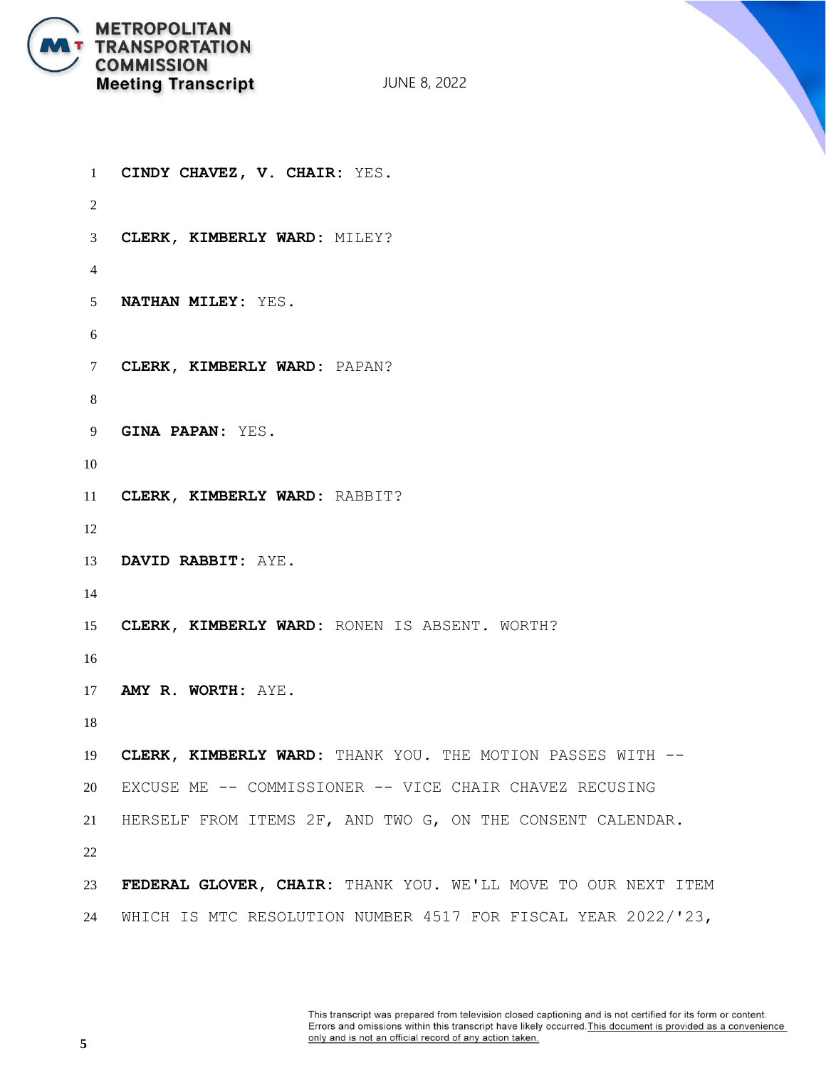**CINDY CHAVEZ, V. CHAIR:** YES.

**CLERK, KIMBERLY WARD:** MILEY?

**NATHAN MILEY:** YES.

**CLERK, KIMBERLY WARD:** PAPAN?

**GINA PAPAN:** YES.

**CLERK, KIMBERLY WARD:** RABBIT?

**DAVID RABBIT:** AYE.

**CLERK, KIMBERLY WARD:** RONEN IS ABSENT. WORTH?

**AMY R. WORTH:** AYE.

**CLERK, KIMBERLY WARD:** THANK YOU. THE MOTION PASSES WITH -- EXCUSE ME -- COMMISSIONER -- VICE CHAIR CHAVEZ RECUSING HERSELF FROM ITEMS 2F, AND TWO G, ON THE CONSENT CALENDAR.

**FEDERAL GLOVER, CHAIR:** THANK YOU. WE'LL MOVE TO OUR NEXT ITEM WHICH IS MTC RESOLUTION NUMBER 4517 FOR FISCAL YEAR 2022/'23,

This transcript was prepared from television closed captioning and is not certified for its form or content. Errors and omissions within this transcript have likely occurred. This document is provided as a convenience only and is not an official record of any action taken.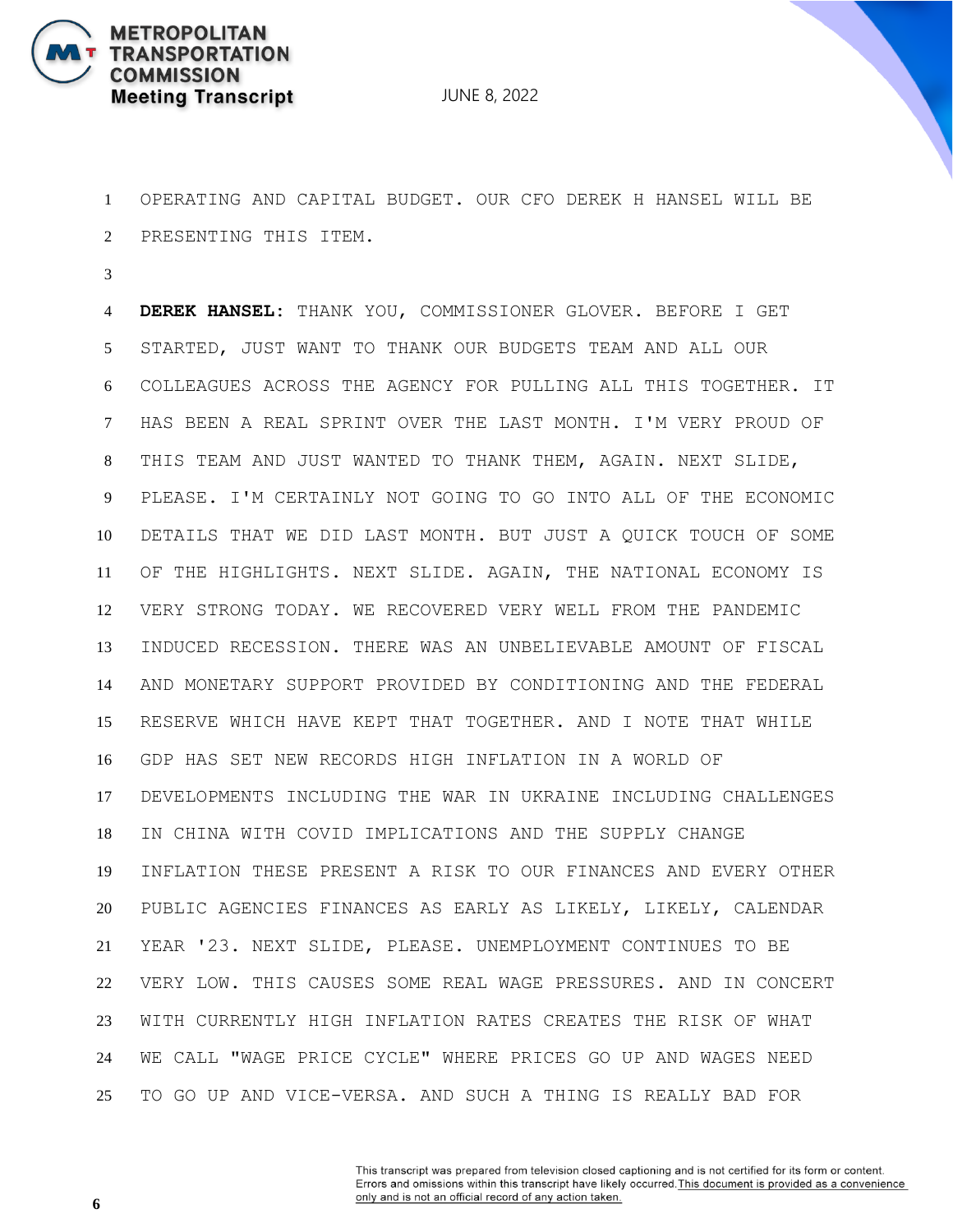OPERATING AND CAPITAL BUDGET. OUR CFO DEREK H HANSEL WILL BE PRESENTING THIS ITEM.

**DEREK HANSEL:** THANK YOU, COMMISSIONER GLOVER. BEFORE I GET STARTED, JUST WANT TO THANK OUR BUDGETS TEAM AND ALL OUR COLLEAGUES ACROSS THE AGENCY FOR PULLING ALL THIS TOGETHER. IT HAS BEEN A REAL SPRINT OVER THE LAST MONTH. I'M VERY PROUD OF THIS TEAM AND JUST WANTED TO THANK THEM, AGAIN. NEXT SLIDE, PLEASE. I'M CERTAINLY NOT GOING TO GO INTO ALL OF THE ECONOMIC DETAILS THAT WE DID LAST MONTH. BUT JUST A QUICK TOUCH OF SOME OF THE HIGHLIGHTS. NEXT SLIDE. AGAIN, THE NATIONAL ECONOMY IS VERY STRONG TODAY. WE RECOVERED VERY WELL FROM THE PANDEMIC INDUCED RECESSION. THERE WAS AN UNBELIEVABLE AMOUNT OF FISCAL AND MONETARY SUPPORT PROVIDED BY CONDITIONING AND THE FEDERAL RESERVE WHICH HAVE KEPT THAT TOGETHER. AND I NOTE THAT WHILE GDP HAS SET NEW RECORDS HIGH INFLATION IN A WORLD OF DEVELOPMENTS INCLUDING THE WAR IN UKRAINE INCLUDING CHALLENGES IN CHINA WITH COVID IMPLICATIONS AND THE SUPPLY CHANGE INFLATION THESE PRESENT A RISK TO OUR FINANCES AND EVERY OTHER PUBLIC AGENCIES FINANCES AS EARLY AS LIKELY, LIKELY, CALENDAR YEAR '23. NEXT SLIDE, PLEASE. UNEMPLOYMENT CONTINUES TO BE VERY LOW. THIS CAUSES SOME REAL WAGE PRESSURES. AND IN CONCERT WITH CURRENTLY HIGH INFLATION RATES CREATES THE RISK OF WHAT WE CALL "WAGE PRICE CYCLE" WHERE PRICES GO UP AND WAGES NEED TO GO UP AND VICE-VERSA. AND SUCH A THING IS REALLY BAD FOR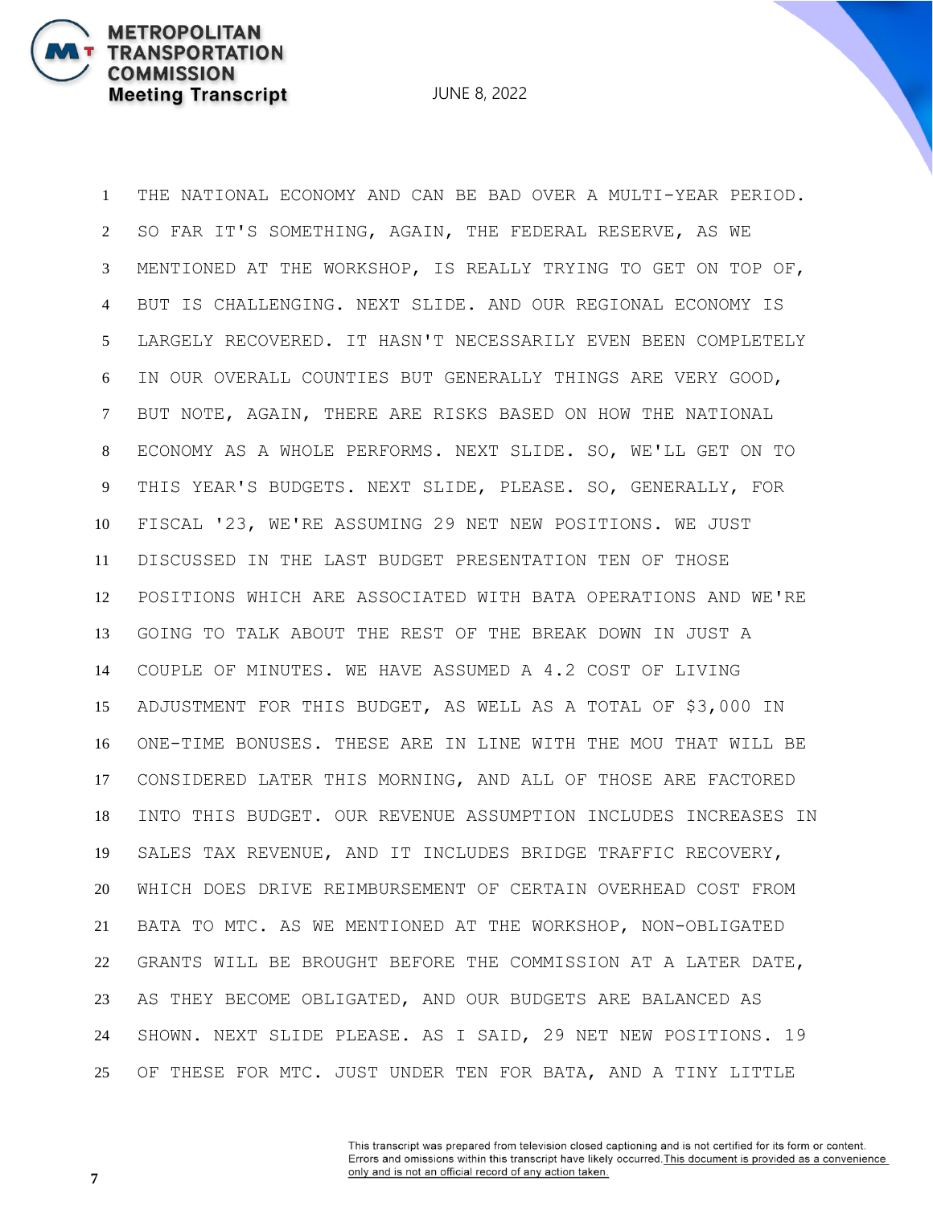1 THE NATIONAL ECONOMY AND CAN BE BAD OVER A MULTI-YEAR PERIOD.
2 SO FAR IT'S SOMETHING, AGAIN, THE FEDERAL RESERVE, AS WE
3 MENTIONED AT THE WORKSHOP, IS REALLY TRYING TO GET ON TOP OF,
4 BUT IS CHALLENGING. NEXT SLIDE. AND OUR REGIONAL ECONOMY IS
5 LARGELY RECOVERED. IT HASN'T NECESSARILY EVEN BEEN COMPLETELY
6 IN OUR OVERALL COUNTIES BUT GENERALLY THINGS ARE VERY GOOD,
7 BUT NOTE, AGAIN, THERE ARE RISKS BASED ON HOW THE NATIONAL
8 ECONOMY AS A WHOLE PERFORMS. NEXT SLIDE. SO, WE'LL GET ON TO
9 THIS YEAR'S BUDGETS. NEXT SLIDE, PLEASE. SO, GENERALLY, FOR
10 FISCAL '23, WE'RE ASSUMING 29 NET NEW POSITIONS. WE JUST
11 DISCUSSED IN THE LAST BUDGET PRESENTATION TEN OF THOSE
12 POSITIONS WHICH ARE ASSOCIATED WITH BATA OPERATIONS AND WE'RE
13 GOING TO TALK ABOUT THE REST OF THE BREAK DOWN IN JUST A
14 COUPLE OF MINUTES. WE HAVE ASSUMED A 4.2 COST OF LIVING
15 ADJUSTMENT FOR THIS BUDGET, AS WELL AS A TOTAL OF $3,000 IN
16 ONE-TIME BONUSES. THESE ARE IN LINE WITH THE MOU THAT WILL BE
17 CONSIDERED LATER THIS MORNING, AND ALL OF THOSE ARE FACTORED
18 INTO THIS BUDGET. OUR REVENUE ASSUMPTION INCLUDES INCREASES IN
19 SALES TAX REVENUE, AND IT INCLUDES BRIDGE TRAFFIC RECOVERY,
20 WHICH DOES DRIVE REIMBURSEMENT OF CERTAIN OVERHEAD COST FROM
21 BATA TO MTC. AS WE MENTIONED AT THE WORKSHOP, NON-OBLIGATED
22 GRANTS WILL BE BROUGHT BEFORE THE COMMISSION AT A LATER DATE,
23 AS THEY BECOME OBLIGATED, AND OUR BUDGETS ARE BALANCED AS
24 SHOWN. NEXT SLIDE PLEASE. AS I SAID, 29 NET NEW POSITIONS. 19
25 OF THESE FOR MTC. JUST UNDER TEN FOR BATA, AND A TINY LITTLE

This transcript was prepared from television closed captioning and is not certified for its form or content. Errors and omissions within this transcript have likely occurred. This document is provided as a convenience only and is not an official record of any action taken.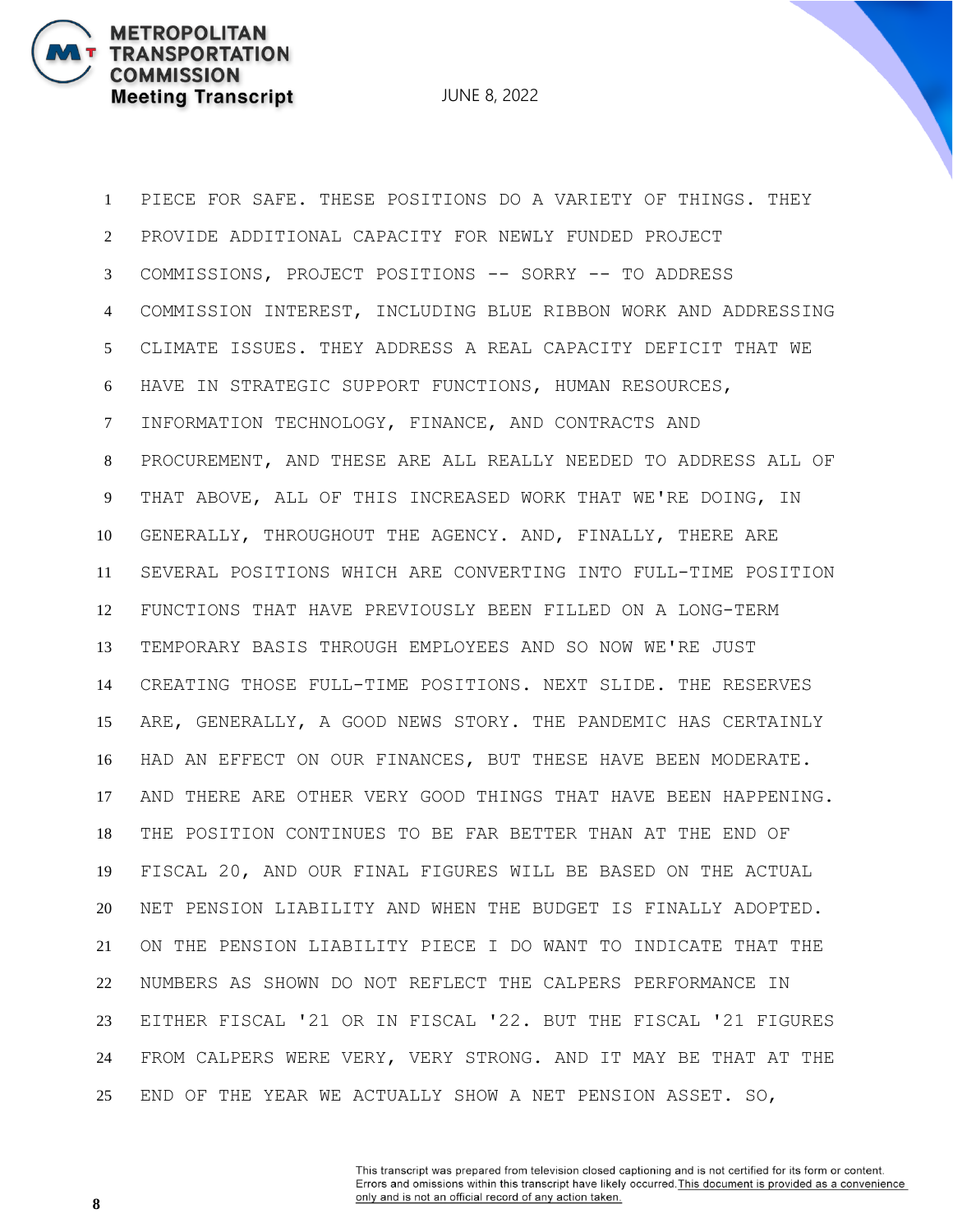1 PIECE FOR SAFE. THESE POSITIONS DO A VARIETY OF THINGS. THEY
2 PROVIDE ADDITIONAL CAPACITY FOR NEWLY FUNDED PROJECT
3 COMMISSIONS, PROJECT POSITIONS -- SORRY -- TO ADDRESS
4 COMMISSION INTEREST, INCLUDING BLUE RIBBON WORK AND ADDRESSING
5 CLIMATE ISSUES. THEY ADDRESS A REAL CAPACITY DEFICIT THAT WE
6 HAVE IN STRATEGIC SUPPORT FUNCTIONS, HUMAN RESOURCES,
7 INFORMATION TECHNOLOGY, FINANCE, AND CONTRACTS AND
8 PROCUREMENT, AND THESE ARE ALL REALLY NEEDED TO ADDRESS ALL OF
9 THAT ABOVE, ALL OF THIS INCREASED WORK THAT WE'RE DOING, IN
10 GENERALLY, THROUGHOUT THE AGENCY. AND, FINALLY, THERE ARE
11 SEVERAL POSITIONS WHICH ARE CONVERTING INTO FULL-TIME POSITION
12 FUNCTIONS THAT HAVE PREVIOUSLY BEEN FILLED ON A LONG-TERM
13 TEMPORARY BASIS THROUGH EMPLOYEES AND SO NOW WE'RE JUST
14 CREATING THOSE FULL-TIME POSITIONS. NEXT SLIDE. THE RESERVES
15 ARE, GENERALLY, A GOOD NEWS STORY. THE PANDEMIC HAS CERTAINLY
16 HAD AN EFFECT ON OUR FINANCES, BUT THESE HAVE BEEN MODERATE.
17 AND THERE ARE OTHER VERY GOOD THINGS THAT HAVE BEEN HAPPENING.
18 THE POSITION CONTINUES TO BE FAR BETTER THAN AT THE END OF
19 FISCAL 20, AND OUR FINAL FIGURES WILL BE BASED ON THE ACTUAL
20 NET PENSION LIABILITY AND WHEN THE BUDGET IS FINALLY ADOPTED.
21 ON THE PENSION LIABILITY PIECE I DO WANT TO INDICATE THAT THE
22 NUMBERS AS SHOWN DO NOT REFLECT THE CALPERS PERFORMANCE IN
23 EITHER FISCAL '21 OR IN FISCAL '22. BUT THE FISCAL '21 FIGURES
24 FROM CALPERS WERE VERY, VERY STRONG. AND IT MAY BE THAT AT THE
25 END OF THE YEAR WE ACTUALLY SHOW A NET PENSION ASSET. SO,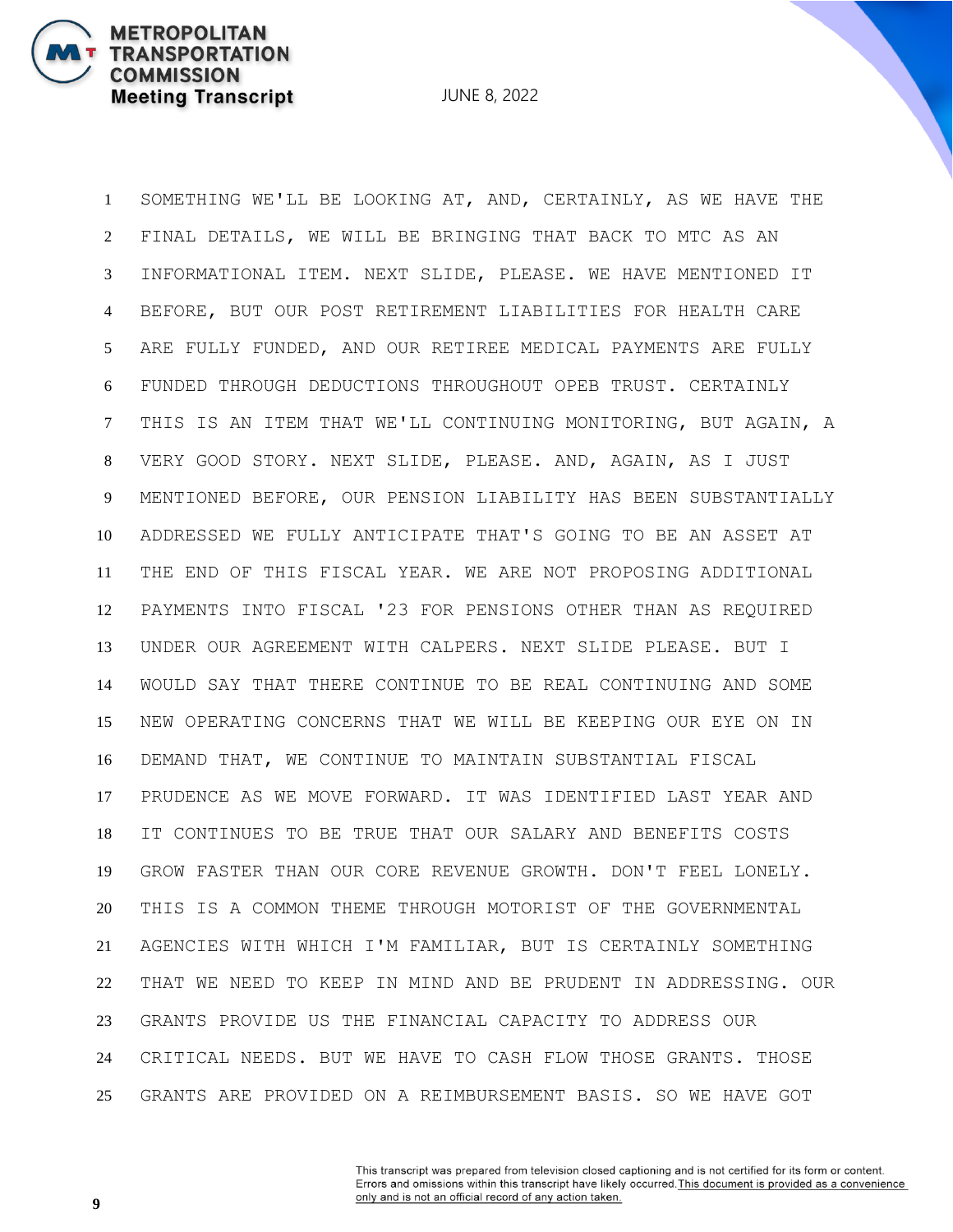1 SOMETHING WE'LL BE LOOKING AT, AND, CERTAINLY, AS WE HAVE THE

2 FINAL DETAILS, WE WILL BE BRINGING THAT BACK TO MTC AS AN

3 INFORMATIONAL ITEM. NEXT SLIDE, PLEASE. WE HAVE MENTIONED IT

4 BEFORE, BUT OUR POST RETIREMENT LIABILITIES FOR HEALTH CARE

5 ARE FULLY FUNDED, AND OUR RETIREE MEDICAL PAYMENTS ARE FULLY

6 FUNDED THROUGH DEDUCTIONS THROUGHOUT OPEB TRUST. CERTAINLY

7 THIS IS AN ITEM THAT WE'LL CONTINUING MONITORING, BUT AGAIN, A

8 VERY GOOD STORY. NEXT SLIDE, PLEASE. AND, AGAIN, AS I JUST

9 MENTIONED BEFORE, OUR PENSION LIABILITY HAS BEEN SUBSTANTIALLY

10 ADDRESSED WE FULLY ANTICIPATE THAT'S GOING TO BE AN ASSET AT

11 THE END OF THIS FISCAL YEAR. WE ARE NOT PROPOSING ADDITIONAL

12 PAYMENTS INTO FISCAL '23 FOR PENSIONS OTHER THAN AS REQUIRED

13 UNDER OUR AGREEMENT WITH CALPERS. NEXT SLIDE PLEASE. BUT I

14 WOULD SAY THAT THERE CONTINUE TO BE REAL CONTINUING AND SOME

15 NEW OPERATING CONCERNS THAT WE WILL BE KEEPING OUR EYE ON IN

16 DEMAND THAT, WE CONTINUE TO MAINTAIN SUBSTANTIAL FISCAL

17 PRUDENCE AS WE MOVE FORWARD. IT WAS IDENTIFIED LAST YEAR AND

18 IT CONTINUES TO BE TRUE THAT OUR SALARY AND BENEFITS COSTS

19 GROW FASTER THAN OUR CORE REVENUE GROWTH. DON'T FEEL LONELY.

20 THIS IS A COMMON THEME THROUGH MOTORIST OF THE GOVERNMENTAL

21 AGENCIES WITH WHICH I'M FAMILIAR, BUT IS CERTAINLY SOMETHING

22 THAT WE NEED TO KEEP IN MIND AND BE PRUDENT IN ADDRESSING. OUR

23 GRANTS PROVIDE US THE FINANCIAL CAPACITY TO ADDRESS OUR

24 CRITICAL NEEDS. BUT WE HAVE TO CASH FLOW THOSE GRANTS. THOSE

25 GRANTS ARE PROVIDED ON A REIMBURSEMENT BASIS. SO WE HAVE GOT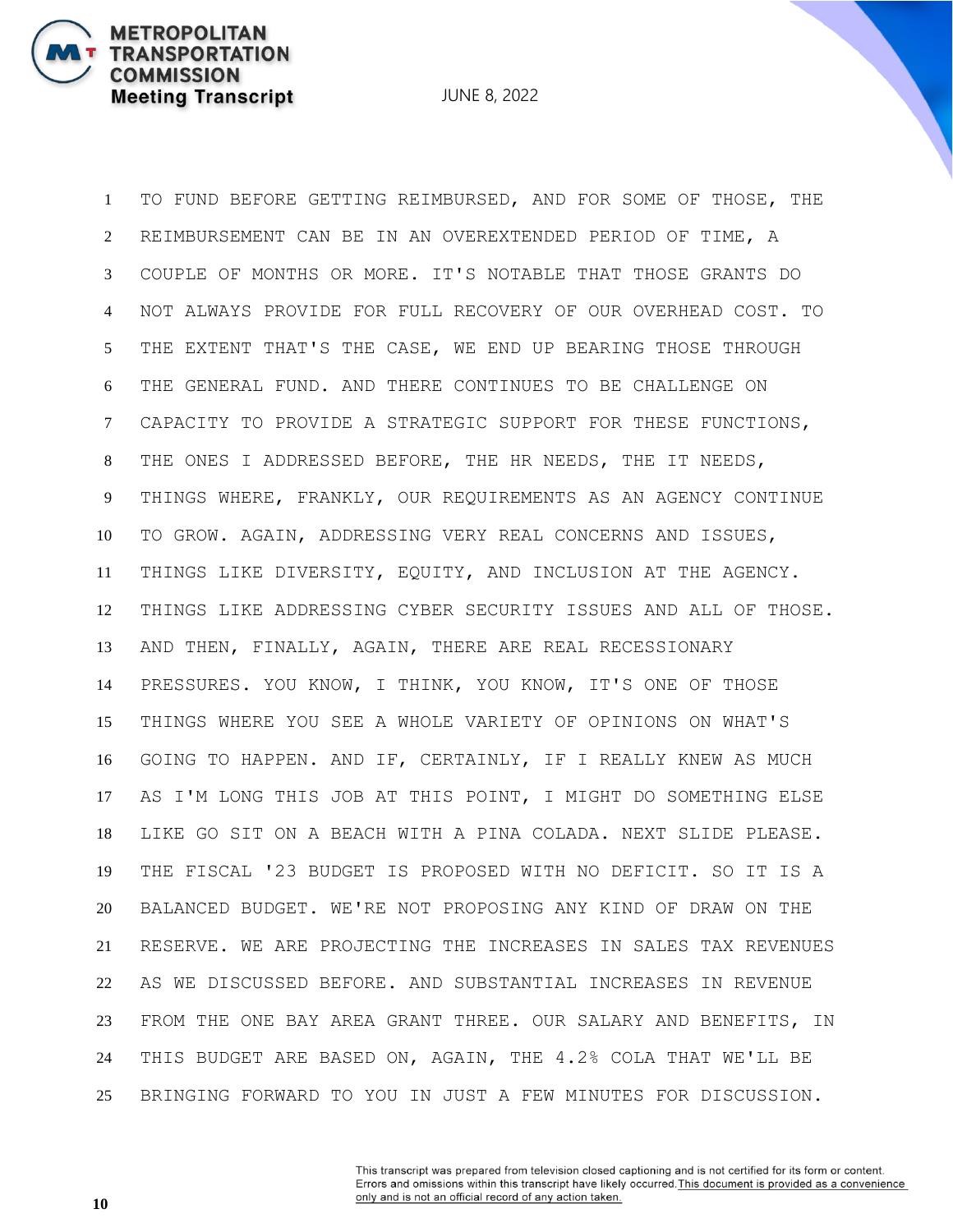TO FUND BEFORE GETTING REIMBURSED, AND FOR SOME OF THOSE, THE REIMBURSEMENT CAN BE IN AN OVEREXTENDED PERIOD OF TIME, A COUPLE OF MONTHS OR MORE. IT'S NOTABLE THAT THOSE GRANTS DO NOT ALWAYS PROVIDE FOR FULL RECOVERY OF OUR OVERHEAD COST. TO THE EXTENT THAT'S THE CASE, WE END UP BEARING THOSE THROUGH THE GENERAL FUND. AND THERE CONTINUES TO BE CHALLENGE ON CAPACITY TO PROVIDE A STRATEGIC SUPPORT FOR THESE FUNCTIONS, THE ONES I ADDRESSED BEFORE, THE HR NEEDS, THE IT NEEDS, THINGS WHERE, FRANKLY, OUR REQUIREMENTS AS AN AGENCY CONTINUE TO GROW. AGAIN, ADDRESSING VERY REAL CONCERNS AND ISSUES, THINGS LIKE DIVERSITY, EQUITY, AND INCLUSION AT THE AGENCY. THINGS LIKE ADDRESSING CYBER SECURITY ISSUES AND ALL OF THOSE. AND THEN, FINALLY, AGAIN, THERE ARE REAL RECESSIONARY PRESSURES. YOU KNOW, I THINK, YOU KNOW, IT'S ONE OF THOSE THINGS WHERE YOU SEE A WHOLE VARIETY OF OPINIONS ON WHAT'S GOING TO HAPPEN. AND IF, CERTAINLY, IF I REALLY KNEW AS MUCH AS I'M LONG THIS JOB AT THIS POINT, I MIGHT DO SOMETHING ELSE LIKE GO SIT ON A BEACH WITH A PINA COLADA. NEXT SLIDE PLEASE. THE FISCAL '23 BUDGET IS PROPOSED WITH NO DEFICIT. SO IT IS A BALANCED BUDGET. WE'RE NOT PROPOSING ANY KIND OF DRAW ON THE RESERVE. WE ARE PROJECTING THE INCREASES IN SALES TAX REVENUES AS WE DISCUSSED BEFORE. AND SUBSTANTIAL INCREASES IN REVENUE FROM THE ONE BAY AREA GRANT THREE. OUR SALARY AND BENEFITS, IN THIS BUDGET ARE BASED ON, AGAIN, THE 4.2% COLA THAT WE'LL BE BRINGING FORWARD TO YOU IN JUST A FEW MINUTES FOR DISCUSSION.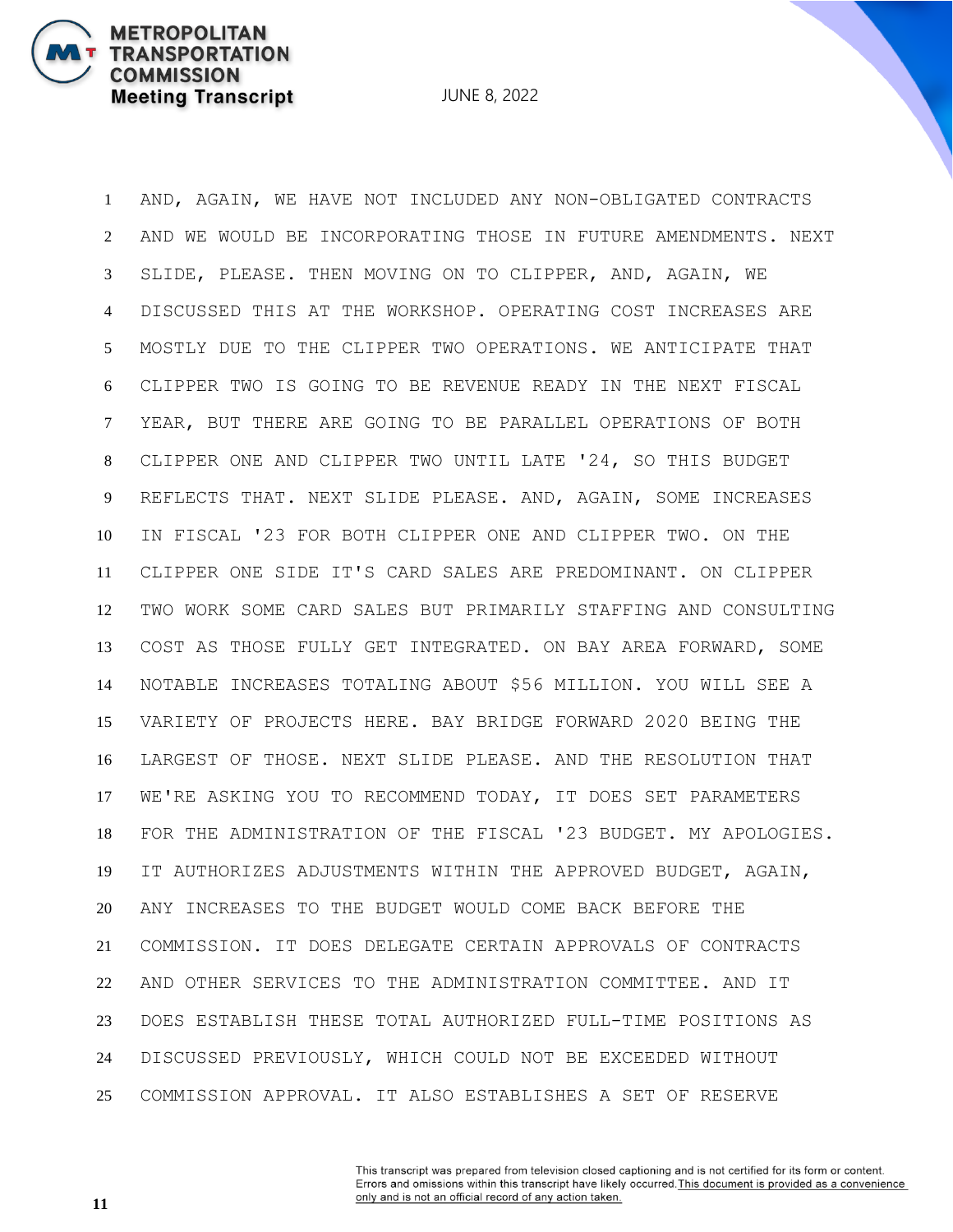AND, AGAIN, WE HAVE NOT INCLUDED ANY NON-OBLIGATED CONTRACTS AND WE WOULD BE INCORPORATING THOSE IN FUTURE AMENDMENTS. NEXT SLIDE, PLEASE. THEN MOVING ON TO CLIPPER, AND, AGAIN, WE DISCUSSED THIS AT THE WORKSHOP. OPERATING COST INCREASES ARE MOSTLY DUE TO THE CLIPPER TWO OPERATIONS. WE ANTICIPATE THAT CLIPPER TWO IS GOING TO BE REVENUE READY IN THE NEXT FISCAL YEAR, BUT THERE ARE GOING TO BE PARALLEL OPERATIONS OF BOTH CLIPPER ONE AND CLIPPER TWO UNTIL LATE '24, SO THIS BUDGET REFLECTS THAT. NEXT SLIDE PLEASE. AND, AGAIN, SOME INCREASES IN FISCAL '23 FOR BOTH CLIPPER ONE AND CLIPPER TWO. ON THE CLIPPER ONE SIDE IT'S CARD SALES ARE PREDOMINANT. ON CLIPPER TWO WORK SOME CARD SALES BUT PRIMARILY STAFFING AND CONSULTING COST AS THOSE FULLY GET INTEGRATED. ON BAY AREA FORWARD, SOME NOTABLE INCREASES TOTALING ABOUT $56 MILLION. YOU WILL SEE A VARIETY OF PROJECTS HERE. BAY BRIDGE FORWARD 2020 BEING THE LARGEST OF THOSE. NEXT SLIDE PLEASE. AND THE RESOLUTION THAT WE'RE ASKING YOU TO RECOMMEND TODAY, IT DOES SET PARAMETERS FOR THE ADMINISTRATION OF THE FISCAL '23 BUDGET. MY APOLOGIES. IT AUTHORIZES ADJUSTMENTS WITHIN THE APPROVED BUDGET, AGAIN, ANY INCREASES TO THE BUDGET WOULD COME BACK BEFORE THE COMMISSION. IT DOES DELEGATE CERTAIN APPROVALS OF CONTRACTS AND OTHER SERVICES TO THE ADMINISTRATION COMMITTEE. AND IT DOES ESTABLISH THESE TOTAL AUTHORIZED FULL-TIME POSITIONS AS DISCUSSED PREVIOUSLY, WHICH COULD NOT BE EXCEEDED WITHOUT COMMISSION APPROVAL. IT ALSO ESTABLISHES A SET OF RESERVE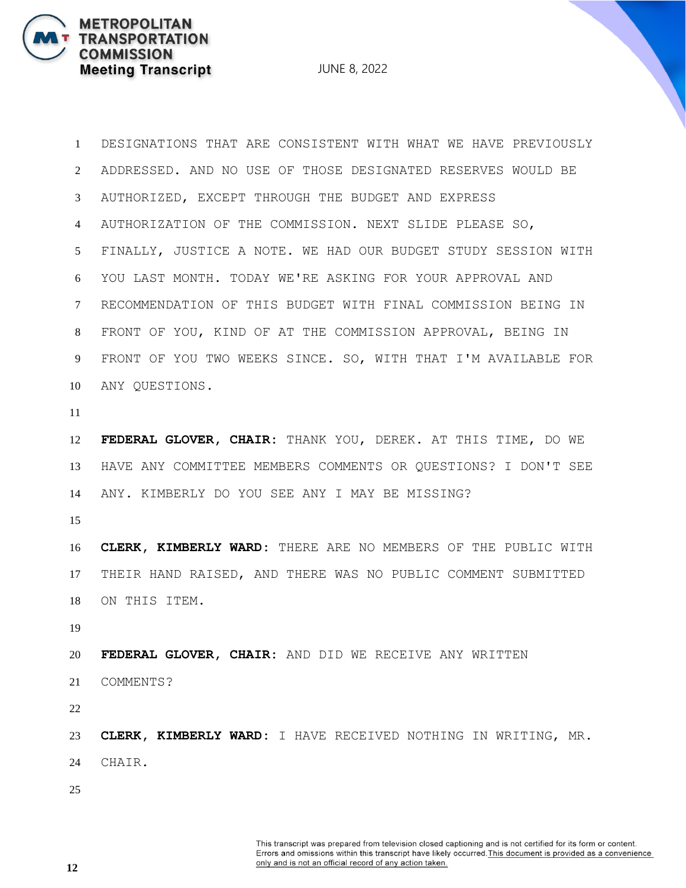DESIGNATIONS THAT ARE CONSISTENT WITH WHAT WE HAVE PREVIOUSLY ADDRESSED. AND NO USE OF THOSE DESIGNATED RESERVES WOULD BE AUTHORIZED, EXCEPT THROUGH THE BUDGET AND EXPRESS AUTHORIZATION OF THE COMMISSION. NEXT SLIDE PLEASE SO, FINALLY, JUSTICE A NOTE. WE HAD OUR BUDGET STUDY SESSION WITH YOU LAST MONTH. TODAY WE'RE ASKING FOR YOUR APPROVAL AND RECOMMENDATION OF THIS BUDGET WITH FINAL COMMISSION BEING IN FRONT OF YOU, KIND OF AT THE COMMISSION APPROVAL, BEING IN FRONT OF YOU TWO WEEKS SINCE. SO, WITH THAT I'M AVAILABLE FOR ANY QUESTIONS.

**FEDERAL GLOVER, CHAIR:** THANK YOU, DEREK. AT THIS TIME, DO WE HAVE ANY COMMITTEE MEMBERS COMMENTS OR QUESTIONS? I DON'T SEE ANY. KIMBERLY DO YOU SEE ANY I MAY BE MISSING?

**CLERK, KIMBERLY WARD:** THERE ARE NO MEMBERS OF THE PUBLIC WITH THEIR HAND RAISED, AND THERE WAS NO PUBLIC COMMENT SUBMITTED ON THIS ITEM.

**FEDERAL GLOVER, CHAIR:** AND DID WE RECEIVE ANY WRITTEN COMMENTS?

**CLERK, KIMBERLY WARD:** I HAVE RECEIVED NOTHING IN WRITING, MR. CHAIR.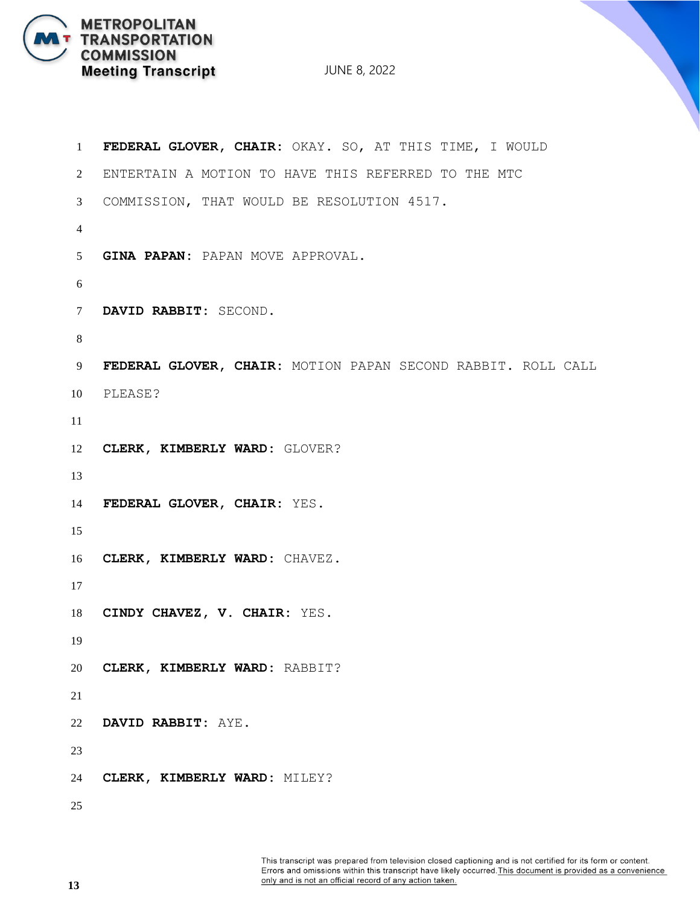**FEDERAL GLOVER, CHAIR:** OKAY. SO, AT THIS TIME, I WOULD ENTERTAIN A MOTION TO HAVE THIS REFERRED TO THE MTC COMMISSION, THAT WOULD BE RESOLUTION 4517.

**GINA PAPAN:** PAPAN MOVE APPROVAL.

**DAVID RABBIT:** SECOND.

**FEDERAL GLOVER, CHAIR:** MOTION PAPAN SECOND RABBIT. ROLL CALL PLEASE?

**CLERK, KIMBERLY WARD:** GLOVER?

**FEDERAL GLOVER, CHAIR:** YES.

**CLERK, KIMBERLY WARD:** CHAVEZ.

**CINDY CHAVEZ, V. CHAIR:** YES.

**CLERK, KIMBERLY WARD:** RABBIT?

**DAVID RABBIT:** AYE.

**CLERK, KIMBERLY WARD:** MILEY?

This transcript was prepared from television closed captioning and is not certified for its form or content. Errors and omissions within this transcript have likely occurred. This document is provided as a convenience only and is not an official record of any action taken.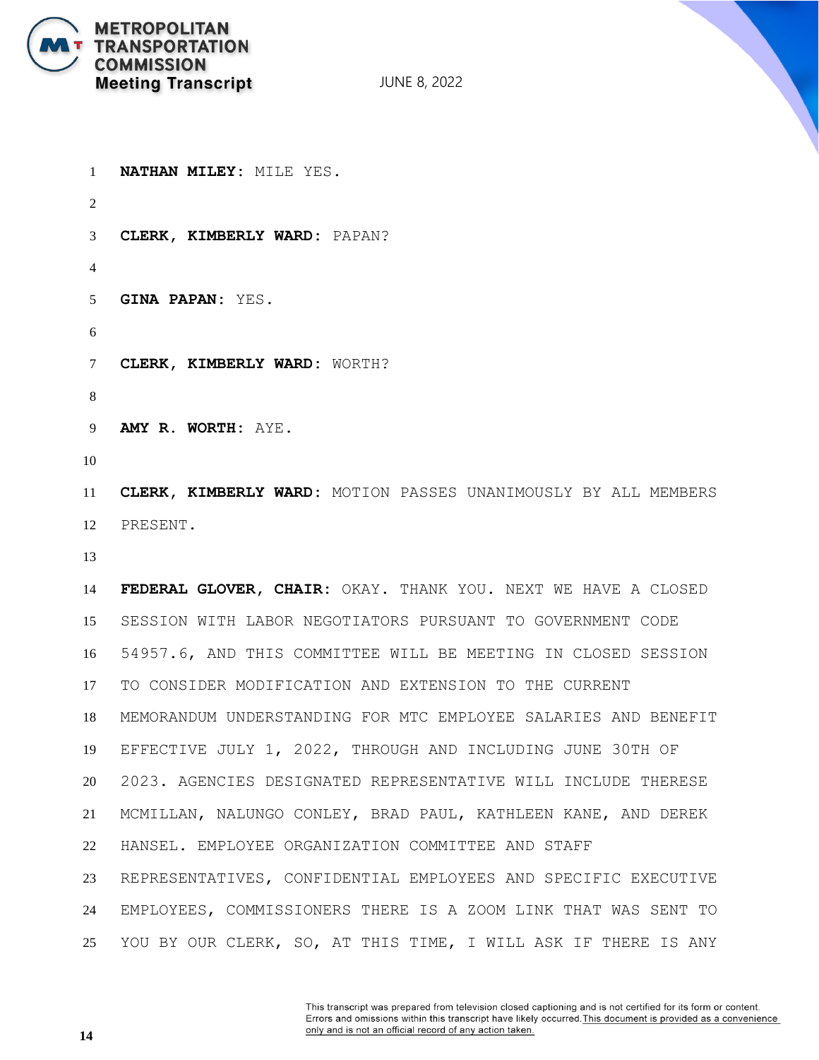**NATHAN MILEY**: MILE YES.

**CLERK, KIMBERLY WARD**: PAPAN?

**GINA PAPAN**: YES.

**CLERK, KIMBERLY WARD**: WORTH?

**AMY R. WORTH**: AYE.

**CLERK, KIMBERLY WARD**: MOTION PASSES UNANIMOUSLY BY ALL MEMBERS PRESENT.

**FEDERAL GLOVER, CHAIR**: OKAY. THANK YOU. NEXT WE HAVE A CLOSED SESSION WITH LABOR NEGOTIATORS PURSUANT TO GOVERNMENT CODE 54957.6, AND THIS COMMITTEE WILL BE MEETING IN CLOSED SESSION TO CONSIDER MODIFICATION AND EXTENSION TO THE CURRENT MEMORANDUM UNDERSTANDING FOR MTC EMPLOYEE SALARIES AND BENEFIT EFFECTIVE JULY 1, 2022, THROUGH AND INCLUDING JUNE 30TH OF 2023. AGENCIES DESIGNATED REPRESENTATIVE WILL INCLUDE THERESE MCMILLAN, NALUNGO CONLEY, BRAD PAUL, KATHLEEN KANE, AND DEREK HANSEL. EMPLOYEE ORGANIZATION COMMITTEE AND STAFF REPRESENTATIVES, CONFIDENTIAL EMPLOYEES AND SPECIFIC EXECUTIVE EMPLOYEES, COMMISSIONERS THERE IS A ZOOM LINK THAT WAS SENT TO YOU BY OUR CLERK, SO, AT THIS TIME, I WILL ASK IF THERE IS ANY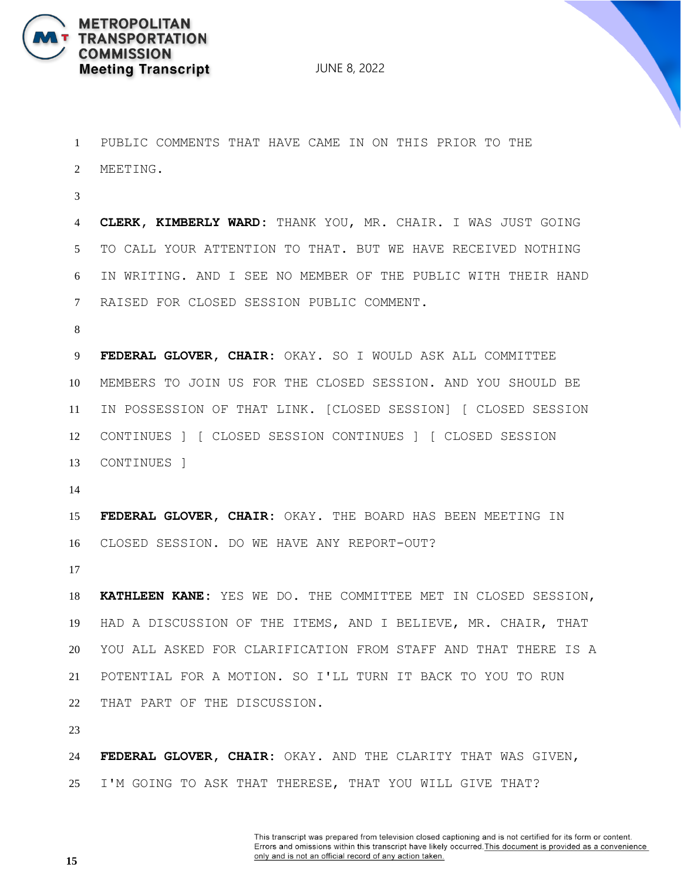PUBLIC COMMENTS THAT HAVE CAME IN ON THIS PRIOR TO THE MEETING.

**CLERK, KIMBERLY WARD:** THANK YOU, MR. CHAIR. I WAS JUST GOING TO CALL YOUR ATTENTION TO THAT. BUT WE HAVE RECEIVED NOTHING IN WRITING. AND I SEE NO MEMBER OF THE PUBLIC WITH THEIR HAND RAISED FOR CLOSED SESSION PUBLIC COMMENT.

**FEDERAL GLOVER, CHAIR:** OKAY. SO I WOULD ASK ALL COMMITTEE MEMBERS TO JOIN US FOR THE CLOSED SESSION. AND YOU SHOULD BE IN POSSESSION OF THAT LINK. [CLOSED SESSION] [ CLOSED SESSION CONTINUES ] [ CLOSED SESSION CONTINUES ] [ CLOSED SESSION CONTINUES ]

**FEDERAL GLOVER, CHAIR:** OKAY. THE BOARD HAS BEEN MEETING IN CLOSED SESSION. DO WE HAVE ANY REPORT-OUT?

**KATHLEEN KANE:** YES WE DO. THE COMMITTEE MET IN CLOSED SESSION, HAD A DISCUSSION OF THE ITEMS, AND I BELIEVE, MR. CHAIR, THAT YOU ALL ASKED FOR CLARIFICATION FROM STAFF AND THAT THERE IS A POTENTIAL FOR A MOTION. SO I'LL TURN IT BACK TO YOU TO RUN THAT PART OF THE DISCUSSION.

**FEDERAL GLOVER, CHAIR:** OKAY. AND THE CLARITY THAT WAS GIVEN, I'M GOING TO ASK THAT THERESE, THAT YOU WILL GIVE THAT?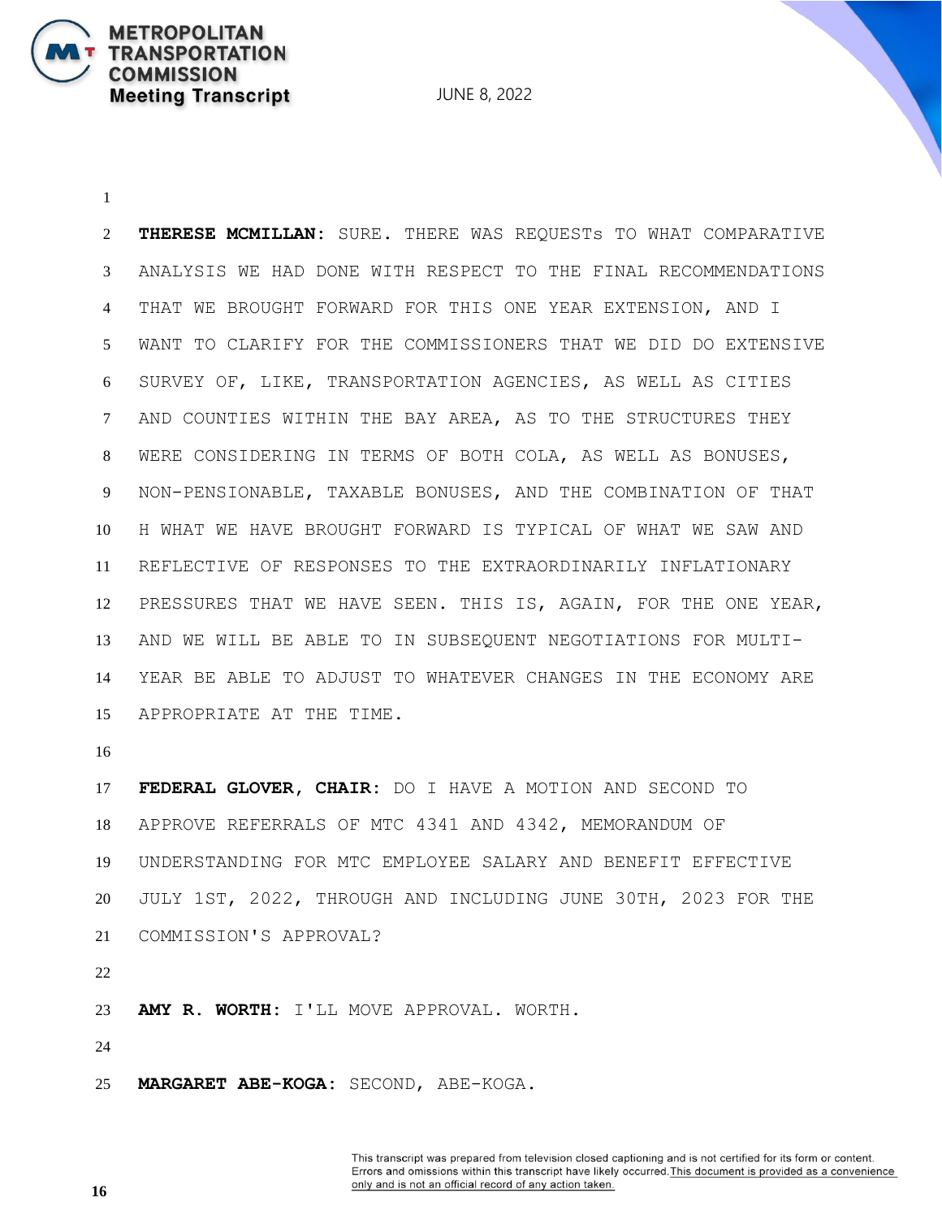**THERESE MCMILLAN:** SURE. THERE WAS REQUESTs TO WHAT COMPARATIVE ANALYSIS WE HAD DONE WITH RESPECT TO THE FINAL RECOMMENDATIONS THAT WE BROUGHT FORWARD FOR THIS ONE YEAR EXTENSION, AND I WANT TO CLARIFY FOR THE COMMISSIONERS THAT WE DID DO EXTENSIVE SURVEY OF, LIKE, TRANSPORTATION AGENCIES, AS WELL AS CITIES AND COUNTIES WITHIN THE BAY AREA, AS TO THE STRUCTURES THEY WERE CONSIDERING IN TERMS OF BOTH COLA, AS WELL AS BONUSES, NON-PENSIONABLE, TAXABLE BONUSES, AND THE COMBINATION OF THAT H WHAT WE HAVE BROUGHT FORWARD IS TYPICAL OF WHAT WE SAW AND REFLECTIVE OF RESPONSES TO THE EXTRAORDINARILY INFLATIONARY PRESSURES THAT WE HAVE SEEN. THIS IS, AGAIN, FOR THE ONE YEAR, AND WE WILL BE ABLE TO IN SUBSEQUENT NEGOTIATIONS FOR MULTI-YEAR BE ABLE TO ADJUST TO WHATEVER CHANGES IN THE ECONOMY ARE APPROPRIATE AT THE TIME.

**FEDERAL GLOVER, CHAIR:** DO I HAVE A MOTION AND SECOND TO APPROVE REFERRALS OF MTC 4341 AND 4342, MEMORANDUM OF UNDERSTANDING FOR MTC EMPLOYEE SALARY AND BENEFIT EFFECTIVE JULY 1ST, 2022, THROUGH AND INCLUDING JUNE 30TH, 2023 FOR THE COMMISSION'S APPROVAL?

**AMY R. WORTH:** I'LL MOVE APPROVAL. WORTH.

**MARGARET ABE-KOGA:** SECOND, ABE-KOGA.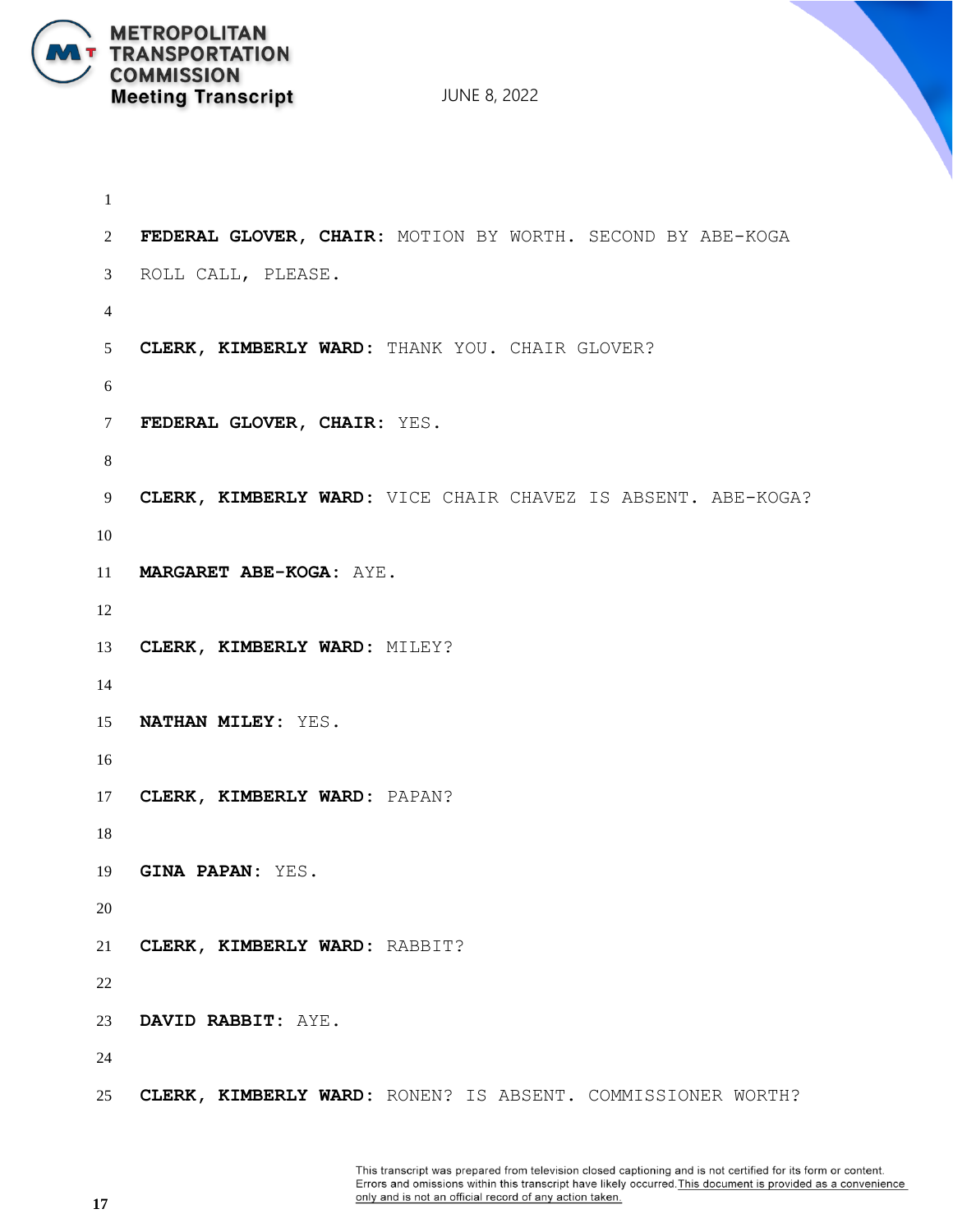**FEDERAL GLOVER, CHAIR:** MOTION BY WORTH. SECOND BY ABE-KOGA ROLL CALL, PLEASE.

**CLERK, KIMBERLY WARD:** THANK YOU. CHAIR GLOVER?

**FEDERAL GLOVER, CHAIR:** YES.

**CLERK, KIMBERLY WARD:** VICE CHAIR CHAVEZ IS ABSENT. ABE-KOGA?

**MARGARET ABE-KOGA:** AYE.

**CLERK, KIMBERLY WARD:** MILEY?

**NATHAN MILEY:** YES.

**CLERK, KIMBERLY WARD:** PAPAN?

**GINA PAPAN:** YES.

**CLERK, KIMBERLY WARD:** RABBIT?

**DAVID RABBIT:** AYE.

**CLERK, KIMBERLY WARD:** RONEN? IS ABSENT. COMMISSIONER WORTH?

This transcript was prepared from television closed captioning and is not certified for its form or content. Errors and omissions within this transcript have likely occurred. This document is provided as a convenience only and is not an official record of any action taken.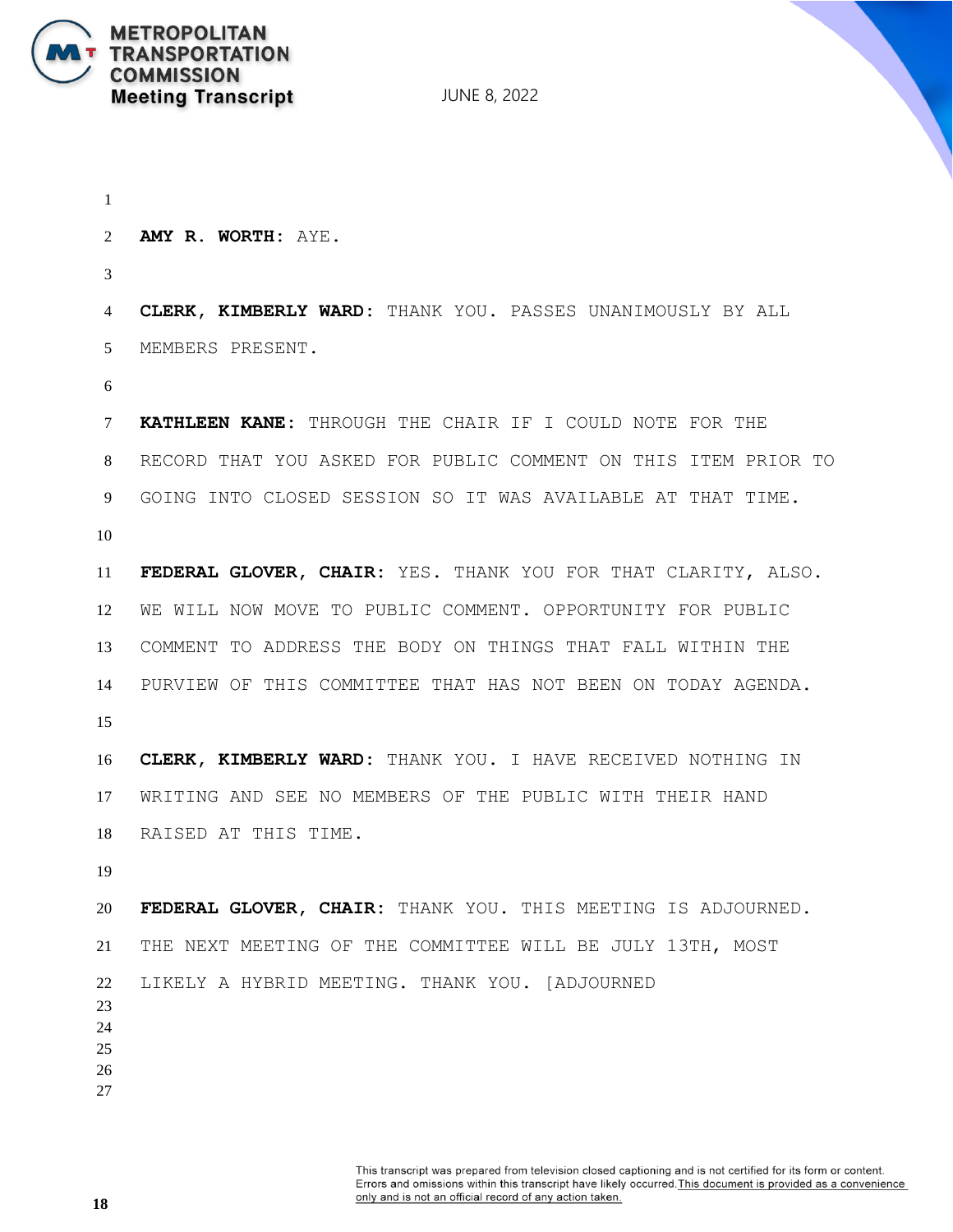**AMY R. WORTH**: AYE.

**CLERK, KIMBERLY WARD**: THANK YOU. PASSES UNANIMOUSLY BY ALL MEMBERS PRESENT.

**KATHLEEN KANE**: THROUGH THE CHAIR IF I COULD NOTE FOR THE RECORD THAT YOU ASKED FOR PUBLIC COMMENT ON THIS ITEM PRIOR TO GOING INTO CLOSED SESSION SO IT WAS AVAILABLE AT THAT TIME.

**FEDERAL GLOVER, CHAIR**: YES. THANK YOU FOR THAT CLARITY, ALSO. WE WILL NOW MOVE TO PUBLIC COMMENT. OPPORTUNITY FOR PUBLIC COMMENT TO ADDRESS THE BODY ON THINGS THAT FALL WITHIN THE PURVIEW OF THIS COMMITTEE THAT HAS NOT BEEN ON TODAY AGENDA.

**CLERK, KIMBERLY WARD**: THANK YOU. I HAVE RECEIVED NOTHING IN WRITING AND SEE NO MEMBERS OF THE PUBLIC WITH THEIR HAND RAISED AT THIS TIME.

**FEDERAL GLOVER, CHAIR**: THANK YOU. THIS MEETING IS ADJOURNED. THE NEXT MEETING OF THE COMMITTEE WILL BE JULY 13TH, MOST LIKELY A HYBRID MEETING. THANK YOU. [ADJOURNED

This transcript was prepared from television closed captioning and is not certified for its form or content. Errors and omissions within this transcript have likely occurred. This document is provided as a convenience only and is not an official record of any action taken.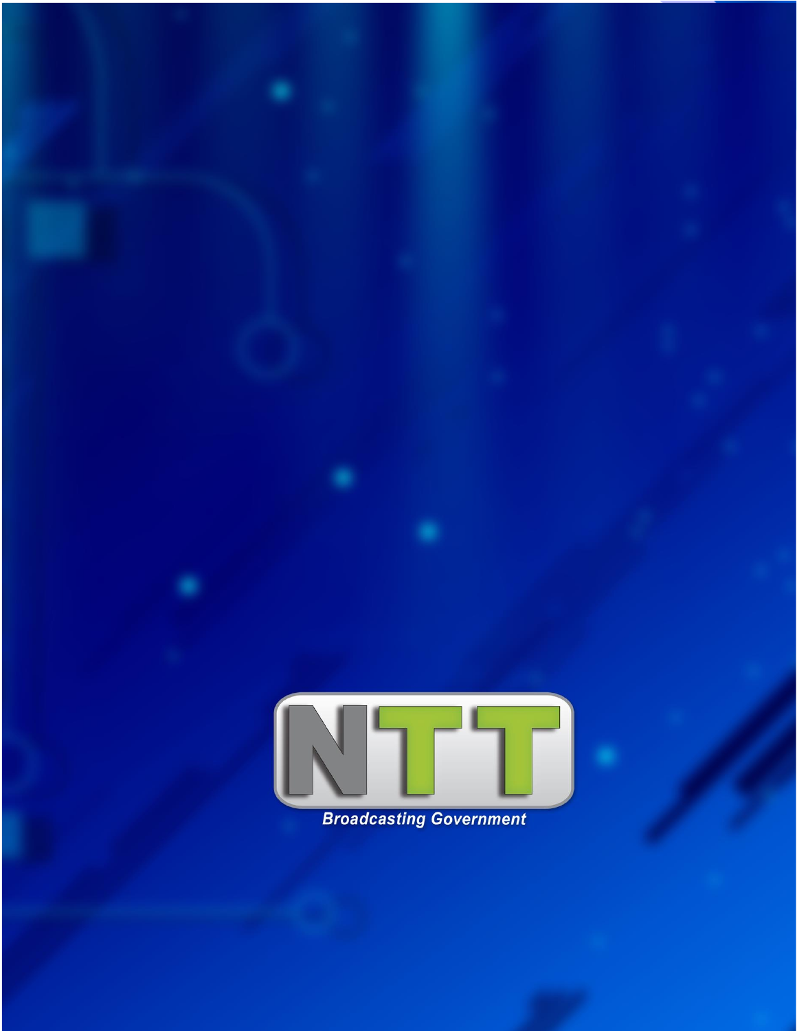NTT

Broadcasting Government